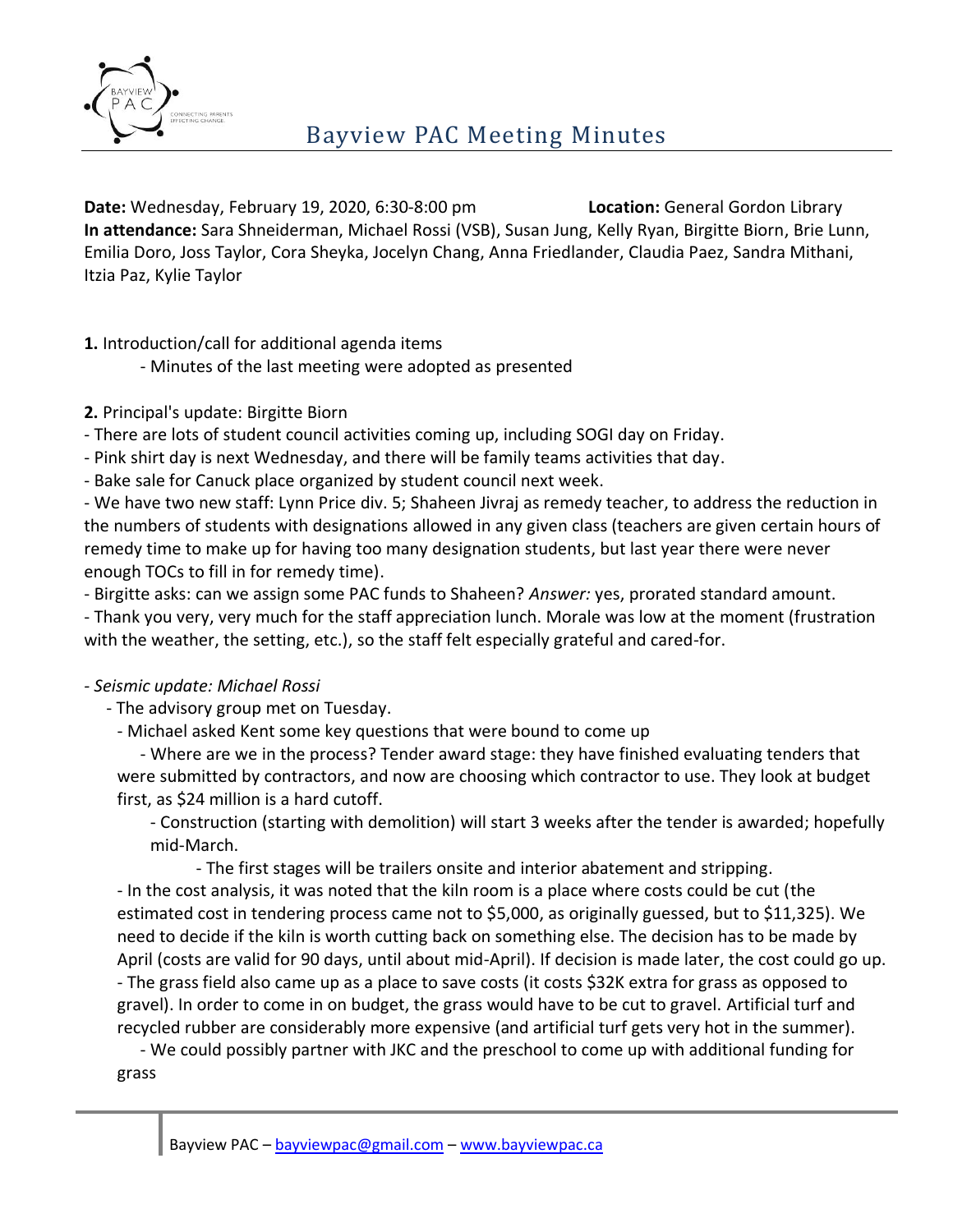# Bayview PAC Meeting Minutes

**Date:** Wednesday, February 19, 2020, 6:30-8:00 pm **Location:** General Gordon Library
**In attendance:** Sara Shneiderman, Michael Rossi (VSB), Susan Jung, Kelly Ryan, Birgitte Biorn, Brie Lunn, Emilia Doro, Joss Taylor, Cora Sheyka, Jocelyn Chang, Anna Friedlander, Claudia Paez, Sandra Mithani, Itzia Paz, Kylie Taylor

**1.** Introduction/call for additional agenda items

- Minutes of the last meeting were adopted as presented

**2.** Principal's update: Birgitte Biorn

- There are lots of student council activities coming up, including SOGI day on Friday.
- Pink shirt day is next Wednesday, and there will be family teams activities that day.
- Bake sale for Canuck place organized by student council next week.
- We have two new staff: Lynn Price div. 5; Shaheen Jivraj as remedy teacher, to address the reduction in the numbers of students with designations allowed in any given class (teachers are given certain hours of remedy time to make up for having too many designation students, but last year there were never enough TOCs to fill in for remedy time).
- Birgitte asks: can we assign some PAC funds to Shaheen? *Answer:* yes, prorated standard amount.
- Thank you very, very much for the staff appreciation lunch. Morale was low at the moment (frustration with the weather, the setting, etc.), so the staff felt especially grateful and cared-for.

- *Seismic update: Michael Rossi*
  - The advisory group met on Tuesday.
    - Michael asked Kent some key questions that were bound to come up
      - Where are we in the process? Tender award stage: they have finished evaluating tenders that were submitted by contractors, and now are choosing which contractor to use. They look at budget first, as $24 million is a hard cutoff.
        - Construction (starting with demolition) will start 3 weeks after the tender is awarded; hopefully mid-March.
          - The first stages will be trailers onsite and interior abatement and stripping.
  - In the cost analysis, it was noted that the kiln room is a place where costs could be cut (the estimated cost in tendering process came not to $5,000, as originally guessed, but to $11,325). We need to decide if the kiln is worth cutting back on something else. The decision has to be made by April (costs are valid for 90 days, until about mid-April). If decision is made later, the cost could go up.
  - The grass field also came up as a place to save costs (it costs $32K extra for grass as opposed to gravel). In order to come in on budget, the grass would have to be cut to gravel. Artificial turf and recycled rubber are considerably more expensive (and artificial turf gets very hot in the summer).
    - We could possibly partner with JKC and the preschool to come up with additional funding for grass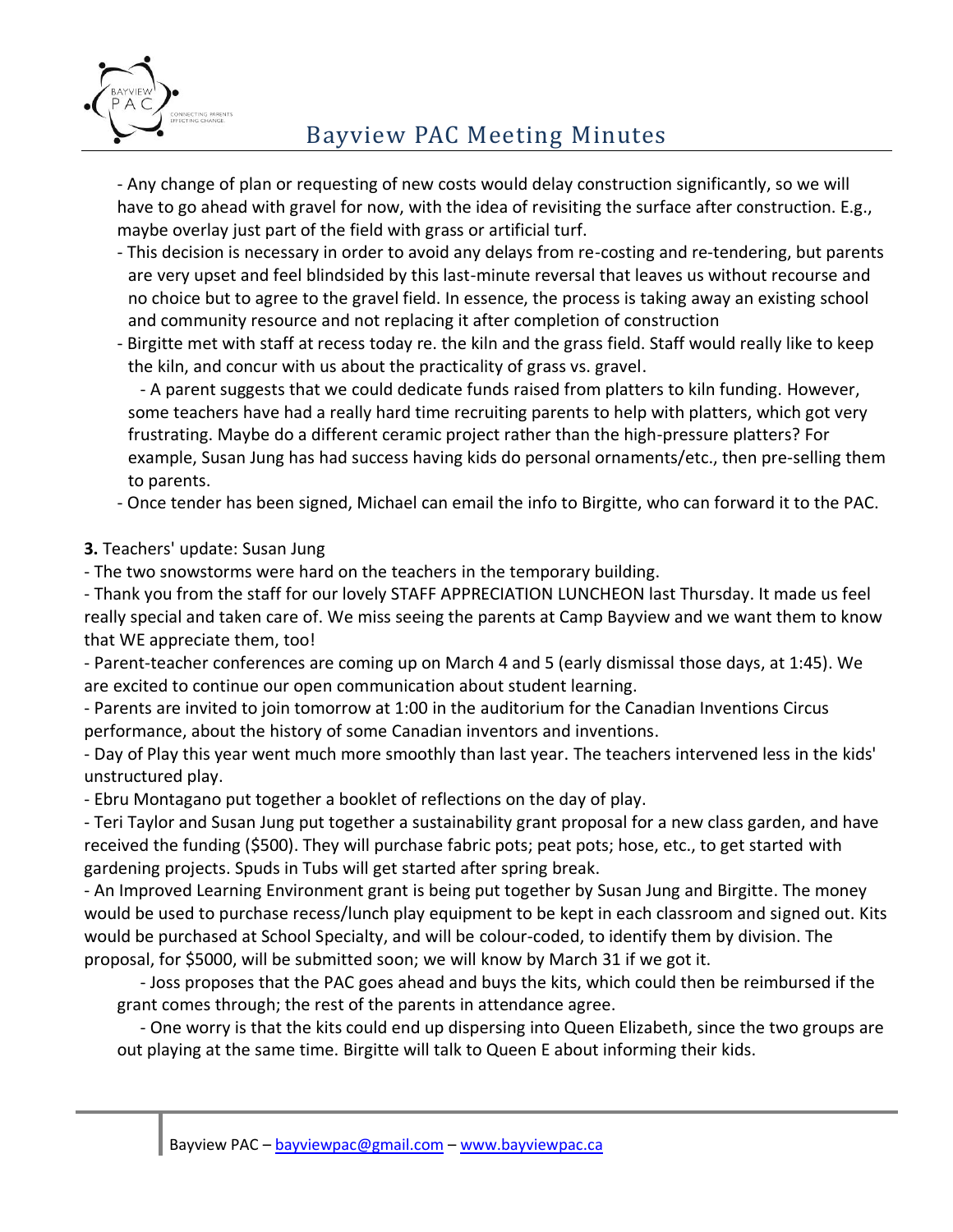- Any change of plan or requesting of new costs would delay construction significantly, so we will have to go ahead with gravel for now, with the idea of revisiting the surface after construction. E.g., maybe overlay just part of the field with grass or artificial turf.
- This decision is necessary in order to avoid any delays from re-costing and re-tendering, but parents are very upset and feel blindsided by this last-minute reversal that leaves us without recourse and no choice but to agree to the gravel field. In essence, the process is taking away an existing school and community resource and not replacing it after completion of construction
- Birgitte met with staff at recess today re. the kiln and the grass field. Staff would really like to keep the kiln, and concur with us about the practicality of grass vs. gravel.
  - A parent suggests that we could dedicate funds raised from platters to kiln funding. However, some teachers have had a really hard time recruiting parents to help with platters, which got very frustrating. Maybe do a different ceramic project rather than the high-pressure platters? For example, Susan Jung has had success having kids do personal ornaments/etc., then pre-selling them to parents.
- Once tender has been signed, Michael can email the info to Birgitte, who can forward it to the PAC.

**3.** Teachers' update: Susan Jung

- The two snowstorms were hard on the teachers in the temporary building.
- Thank you from the staff for our lovely STAFF APPRECIATION LUNCHEON last Thursday. It made us feel really special and taken care of. We miss seeing the parents at Camp Bayview and we want them to know that WE appreciate them, too!
- Parent-teacher conferences are coming up on March 4 and 5 (early dismissal those days, at 1:45). We are excited to continue our open communication about student learning.
- Parents are invited to join tomorrow at 1:00 in the auditorium for the Canadian Inventions Circus performance, about the history of some Canadian inventors and inventions.
- Day of Play this year went much more smoothly than last year. The teachers intervened less in the kids' unstructured play.
- Ebru Montagano put together a booklet of reflections on the day of play.
- Teri Taylor and Susan Jung put together a sustainability grant proposal for a new class garden, and have received the funding ($500). They will purchase fabric pots; peat pots; hose, etc., to get started with gardening projects. Spuds in Tubs will get started after spring break.
- An Improved Learning Environment grant is being put together by Susan Jung and Birgitte. The money would be used to purchase recess/lunch play equipment to be kept in each classroom and signed out. Kits would be purchased at School Specialty, and will be colour-coded, to identify them by division. The proposal, for $5000, will be submitted soon; we will know by March 31 if we got it.
  - Joss proposes that the PAC goes ahead and buys the kits, which could then be reimbursed if the grant comes through; the rest of the parents in attendance agree.
  - One worry is that the kits could end up dispersing into Queen Elizabeth, since the two groups are out playing at the same time. Birgitte will talk to Queen E about informing their kids.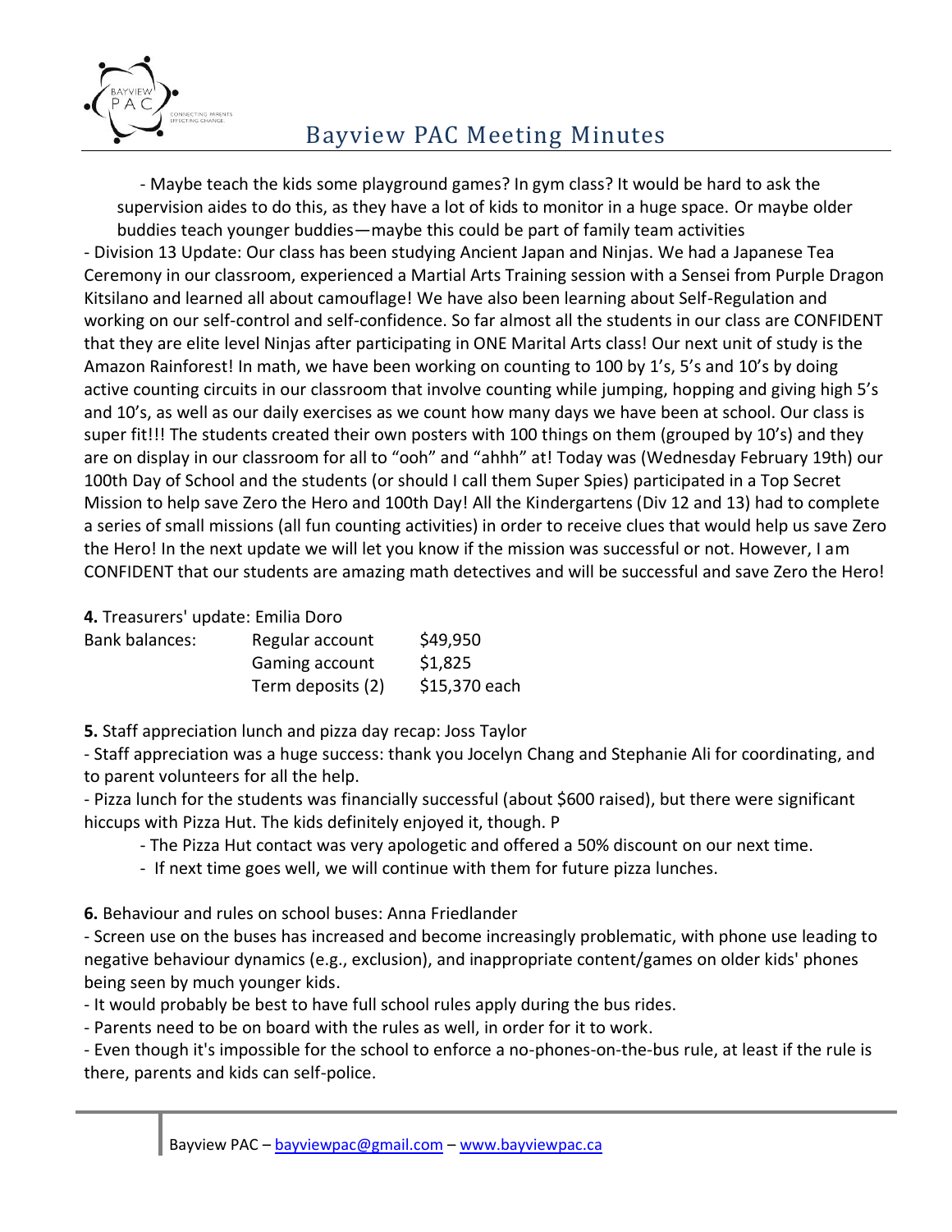- Maybe teach the kids some playground games? In gym class? It would be hard to ask the supervision aides to do this, as they have a lot of kids to monitor in a huge space. Or maybe older buddies teach younger buddies—maybe this could be part of family team activities

- Division 13 Update: Our class has been studying Ancient Japan and Ninjas. We had a Japanese Tea Ceremony in our classroom, experienced a Martial Arts Training session with a Sensei from Purple Dragon Kitsilano and learned all about camouflage! We have also been learning about Self-Regulation and working on our self-control and self-confidence. So far almost all the students in our class are CONFIDENT that they are elite level Ninjas after participating in ONE Marital Arts class! Our next unit of study is the Amazon Rainforest! In math, we have been working on counting to 100 by 1's, 5's and 10's by doing active counting circuits in our classroom that involve counting while jumping, hopping and giving high 5's and 10's, as well as our daily exercises as we count how many days we have been at school. Our class is super fit!!! The students created their own posters with 100 things on them (grouped by 10's) and they are on display in our classroom for all to "ooh" and "ahhh" at! Today was (Wednesday February 19th) our 100th Day of School and the students (or should I call them Super Spies) participated in a Top Secret Mission to help save Zero the Hero and 100th Day! All the Kindergartens (Div 12 and 13) had to complete a series of small missions (all fun counting activities) in order to receive clues that would help us save Zero the Hero! In the next update we will let you know if the mission was successful or not. However, I am CONFIDENT that our students are amazing math detectives and will be successful and save Zero the Hero!

**4.** Treasurers' update: Emilia Doro

| Bank balances: | Regular account | $49,950 |
|---|---|---|
| | Gaming account | $1,825 |
| | Term deposits (2) | $15,370 each |

**5.** Staff appreciation lunch and pizza day recap: Joss Taylor

- Staff appreciation was a huge success: thank you Jocelyn Chang and Stephanie Ali for coordinating, and to parent volunteers for all the help.
- Pizza lunch for the students was financially successful (about $600 raised), but there were significant hiccups with Pizza Hut. The kids definitely enjoyed it, though. P
    - The Pizza Hut contact was very apologetic and offered a 50% discount on our next time.
    - If next time goes well, we will continue with them for future pizza lunches.

**6.** Behaviour and rules on school buses: Anna Friedlander

- Screen use on the buses has increased and become increasingly problematic, with phone use leading to negative behaviour dynamics (e.g., exclusion), and inappropriate content/games on older kids' phones being seen by much younger kids.
- It would probably be best to have full school rules apply during the bus rides.
- Parents need to be on board with the rules as well, in order for it to work.
- Even though it's impossible for the school to enforce a no-phones-on-the-bus rule, at least if the rule is there, parents and kids can self-police.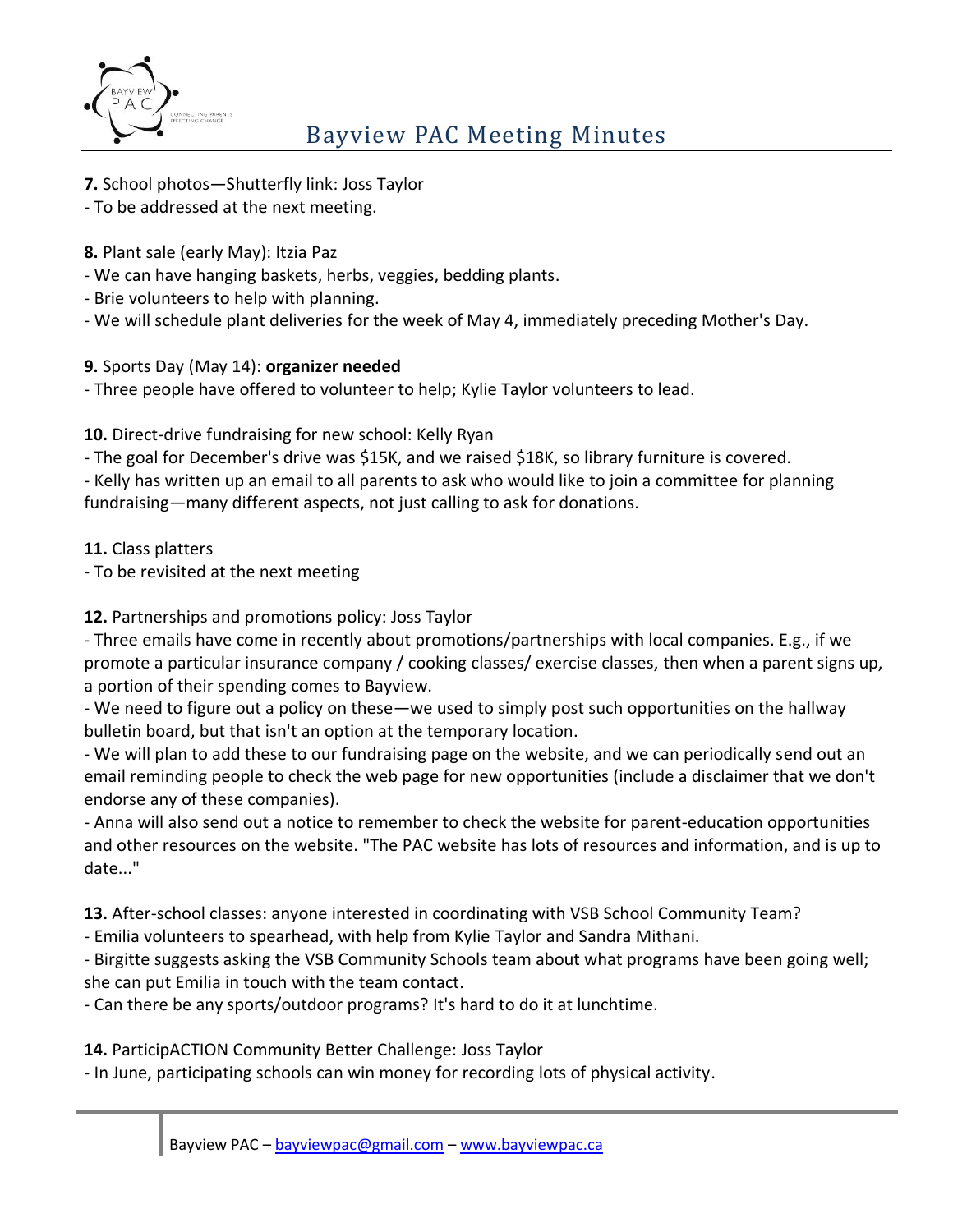**7.** School photos—Shutterfly link: Joss Taylor

- To be addressed at the next meeting.

**8.** Plant sale (early May): Itzia Paz

- We can have hanging baskets, herbs, veggies, bedding plants.
- Brie volunteers to help with planning.
- We will schedule plant deliveries for the week of May 4, immediately preceding Mother's Day.

**9.** Sports Day (May 14): **organizer needed**

- Three people have offered to volunteer to help; Kylie Taylor volunteers to lead.

**10.** Direct-drive fundraising for new school: Kelly Ryan

- The goal for December's drive was $15K, and we raised $18K, so library furniture is covered.
- Kelly has written up an email to all parents to ask who would like to join a committee for planning fundraising—many different aspects, not just calling to ask for donations.

**11.** Class platters

- To be revisited at the next meeting

**12.** Partnerships and promotions policy: Joss Taylor

- Three emails have come in recently about promotions/partnerships with local companies. E.g., if we promote a particular insurance company / cooking classes/ exercise classes, then when a parent signs up, a portion of their spending comes to Bayview.
- We need to figure out a policy on these—we used to simply post such opportunities on the hallway bulletin board, but that isn't an option at the temporary location.
- We will plan to add these to our fundraising page on the website, and we can periodically send out an email reminding people to check the web page for new opportunities (include a disclaimer that we don't endorse any of these companies).
- Anna will also send out a notice to remember to check the website for parent-education opportunities and other resources on the website. "The PAC website has lots of resources and information, and is up to date..."

**13.** After-school classes: anyone interested in coordinating with VSB School Community Team?

- Emilia volunteers to spearhead, with help from Kylie Taylor and Sandra Mithani.
- Birgitte suggests asking the VSB Community Schools team about what programs have been going well; she can put Emilia in touch with the team contact.
- Can there be any sports/outdoor programs? It's hard to do it at lunchtime.

**14.** ParticipACTION Community Better Challenge: Joss Taylor

- In June, participating schools can win money for recording lots of physical activity.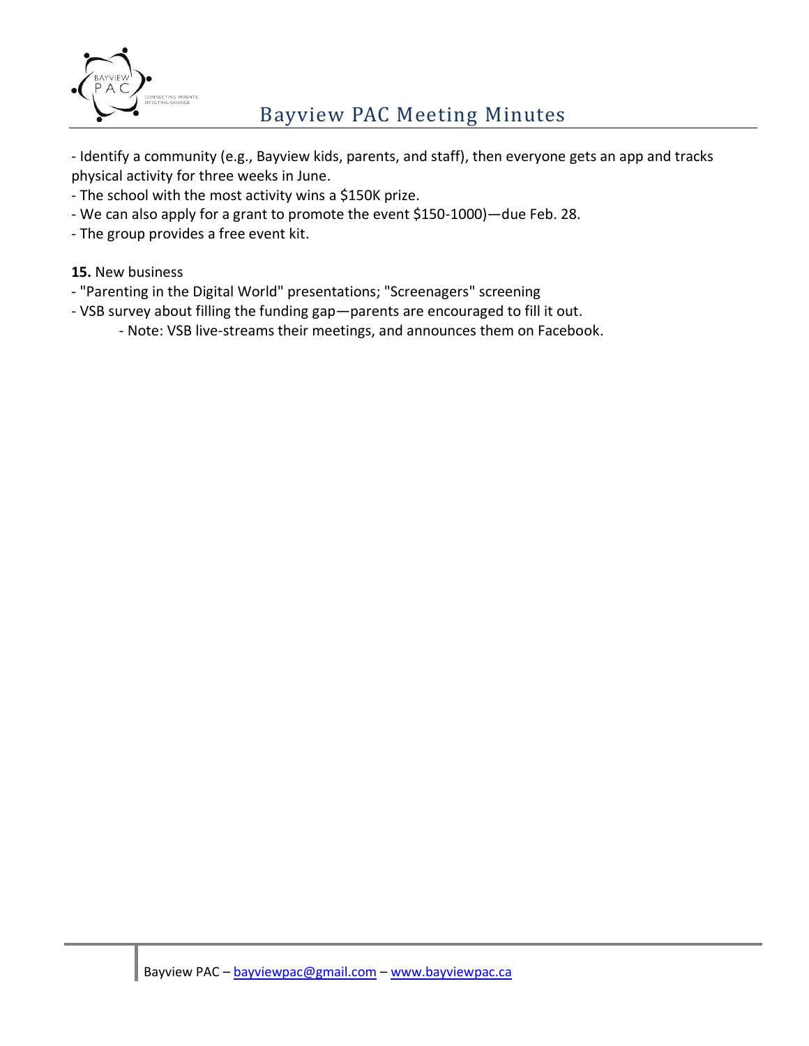- Identify a community (e.g., Bayview kids, parents, and staff), then everyone gets an app and tracks physical activity for three weeks in June.
- The school with the most activity wins a $150K prize.
- We can also apply for a grant to promote the event $150-1000)—due Feb. 28.
- The group provides a free event kit.

**15.** New business
- "Parenting in the Digital World" presentations; "Screenagers" screening
- VSB survey about filling the funding gap—parents are encouraged to fill it out.
    - Note: VSB live-streams their meetings, and announces them on Facebook.